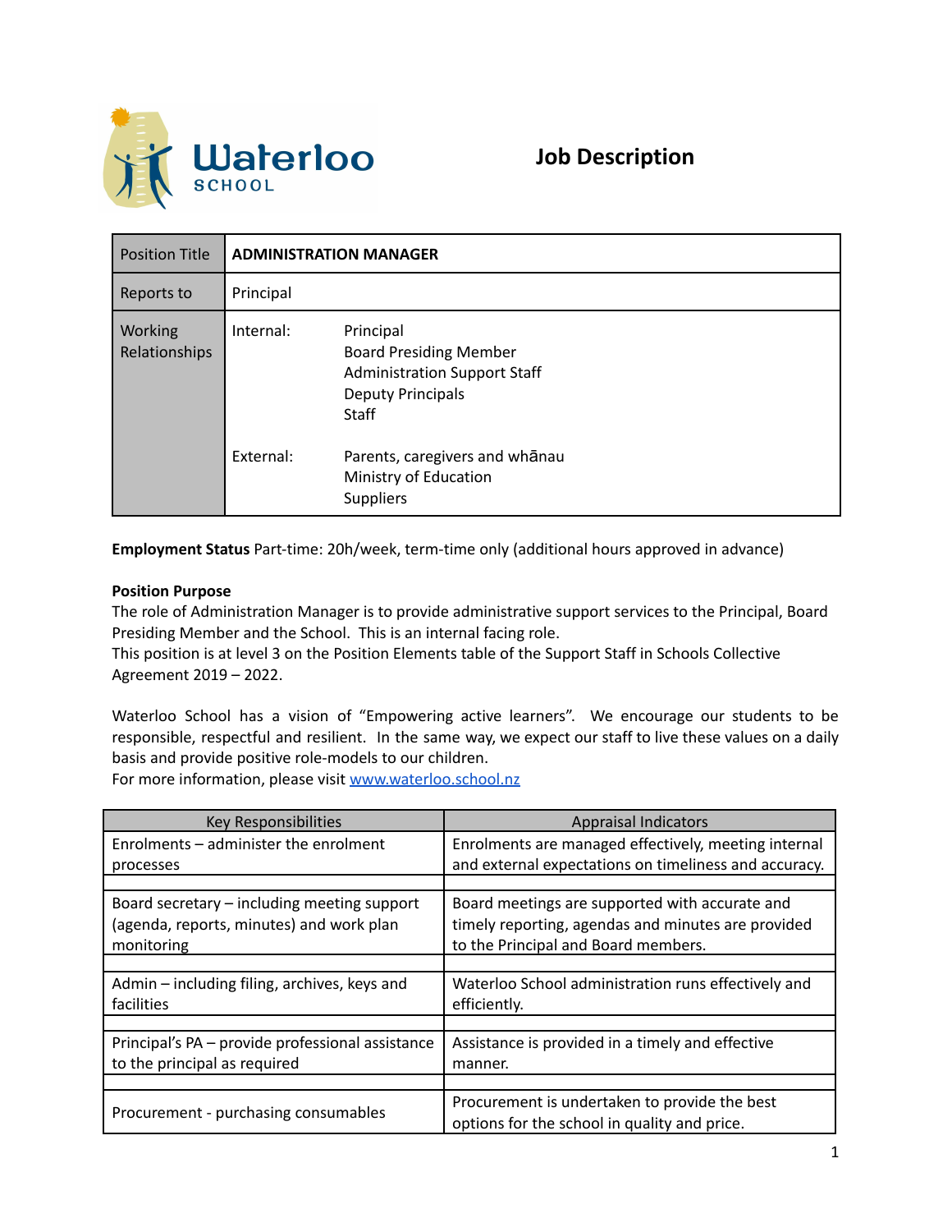# Job Description

| Position Title | **ADMINISTRATION MANAGER** | |
|---|---|---|
| Reports to | Principal | |
| Working Relationships | Internal: | Principal<br>Board Presiding Member<br>Administration Support Staff<br>Deputy Principals<br>Staff |
| | External: | Parents, caregivers and whānau<br>Ministry of Education<br>Suppliers |

**Employment Status** Part-time: 20h/week, term-time only (additional hours approved in advance)

**Position Purpose**
The role of Administration Manager is to provide administrative support services to the Principal, Board Presiding Member and the School. This is an internal facing role.
This position is at level 3 on the Position Elements table of the Support Staff in Schools Collective Agreement 2019 – 2022.

Waterloo School has a vision of "Empowering active learners". We encourage our students to be responsible, respectful and resilient. In the same way, we expect our staff to live these values on a daily basis and provide positive role-models to our children.
For more information, please visit [www.waterloo.school.nz](www.waterloo.school.nz)

| Key Responsibilities | Appraisal Indicators |
|---|---|
| Enrolments – administer the enrolment processes | Enrolments are managed effectively, meeting internal and external expectations on timeliness and accuracy. |
| | |
| Board secretary – including meeting support (agenda, reports, minutes) and work plan monitoring | Board meetings are supported with accurate and timely reporting, agendas and minutes are provided to the Principal and Board members. |
| | |
| Admin – including filing, archives, keys and facilities | Waterloo School administration runs effectively and efficiently. |
| | |
| Principal's PA – provide professional assistance to the principal as required | Assistance is provided in a timely and effective manner. |
| | |
| Procurement - purchasing consumables | Procurement is undertaken to provide the best options for the school in quality and price. |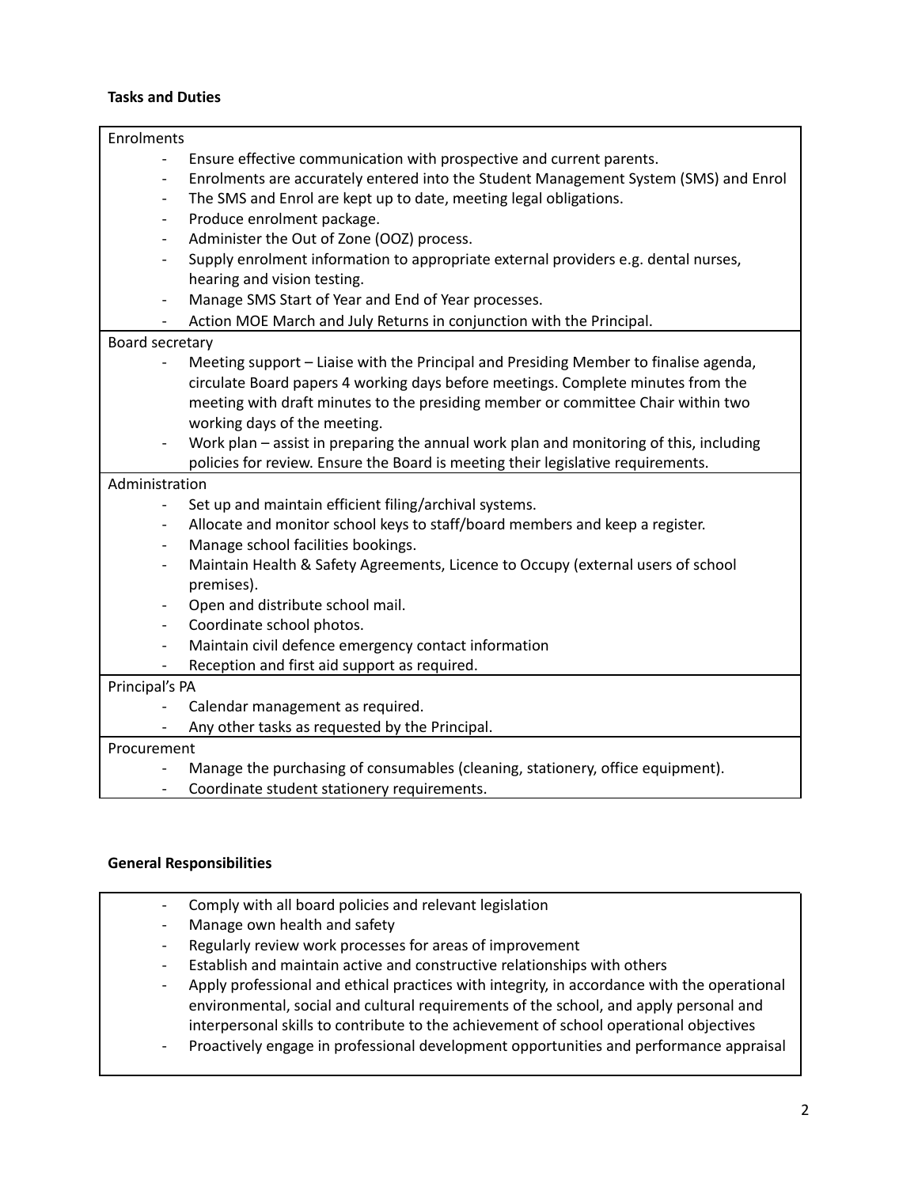**Tasks and Duties**

Enrolments

- Ensure effective communication with prospective and current parents.
- Enrolments are accurately entered into the Student Management System (SMS) and Enrol
- The SMS and Enrol are kept up to date, meeting legal obligations.
- Produce enrolment package.
- Administer the Out of Zone (OOZ) process.
- Supply enrolment information to appropriate external providers e.g. dental nurses, hearing and vision testing.
- Manage SMS Start of Year and End of Year processes.
- Action MOE March and July Returns in conjunction with the Principal.

Board secretary

- Meeting support – Liaise with the Principal and Presiding Member to finalise agenda, circulate Board papers 4 working days before meetings. Complete minutes from the meeting with draft minutes to the presiding member or committee Chair within two working days of the meeting.
- Work plan – assist in preparing the annual work plan and monitoring of this, including policies for review. Ensure the Board is meeting their legislative requirements.

Administration

- Set up and maintain efficient filing/archival systems.
- Allocate and monitor school keys to staff/board members and keep a register.
- Manage school facilities bookings.
- Maintain Health & Safety Agreements, Licence to Occupy (external users of school premises).
- Open and distribute school mail.
- Coordinate school photos.
- Maintain civil defence emergency contact information
- Reception and first aid support as required.

Principal's PA

- Calendar management as required.
- Any other tasks as requested by the Principal.

Procurement

- Manage the purchasing of consumables (cleaning, stationery, office equipment).
- Coordinate student stationery requirements.

**General Responsibilities**

- Comply with all board policies and relevant legislation
- Manage own health and safety
- Regularly review work processes for areas of improvement
- Establish and maintain active and constructive relationships with others
- Apply professional and ethical practices with integrity, in accordance with the operational environmental, social and cultural requirements of the school, and apply personal and interpersonal skills to contribute to the achievement of school operational objectives
- Proactively engage in professional development opportunities and performance appraisal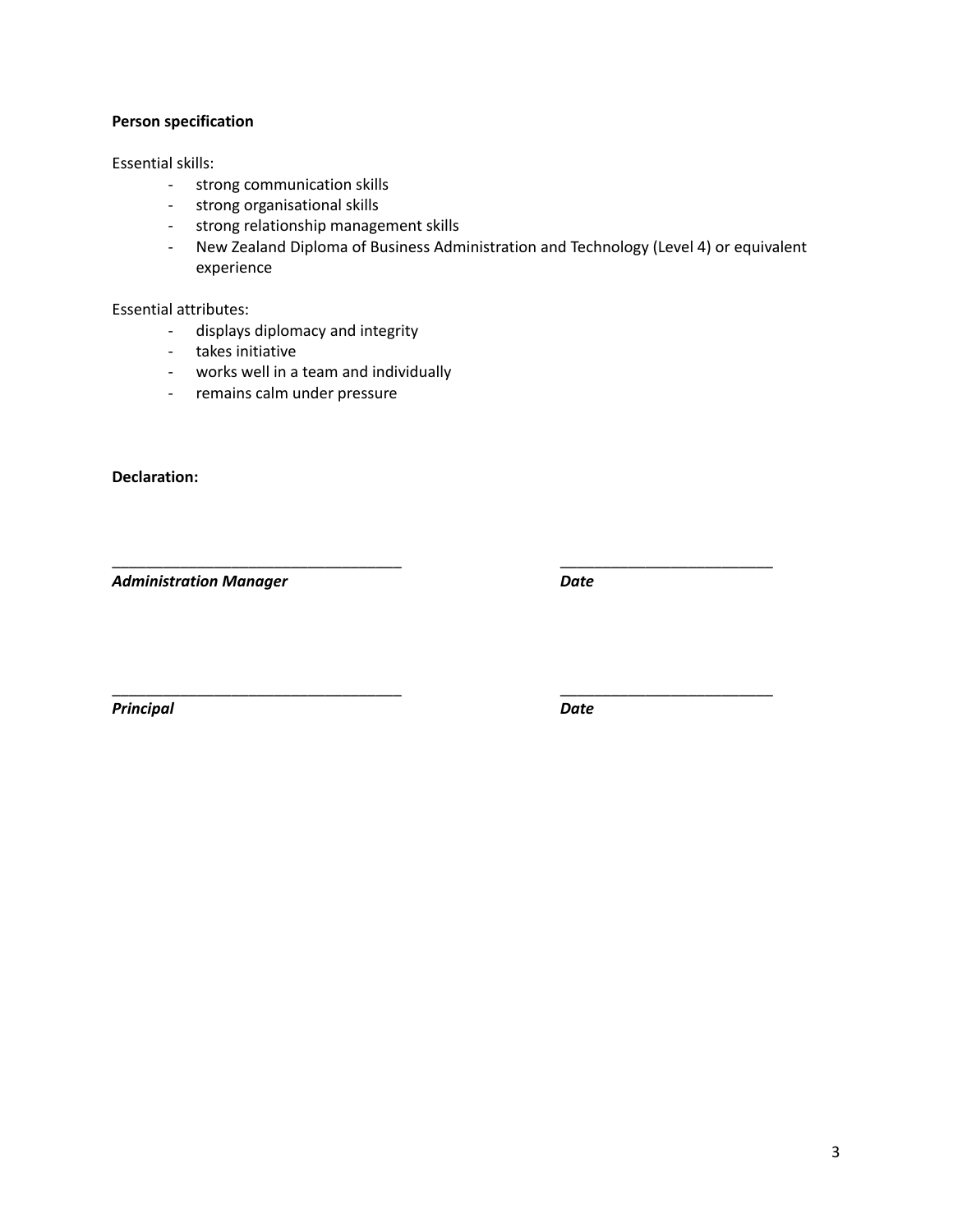**Person specification**

Essential skills:

- strong communication skills
- strong organisational skills
- strong relationship management skills
- New Zealand Diploma of Business Administration and Technology (Level 4) or equivalent experience

Essential attributes:

- displays diplomacy and integrity
- takes initiative
- works well in a team and individually
- remains calm under pressure

**Declaration:**

| | |
|---|---|
| ___________________________________ | _________________________ |
| ***Administration Manager*** | ***Date*** |
| ___________________________________ | _________________________ |
| ***Principal*** | ***Date*** |